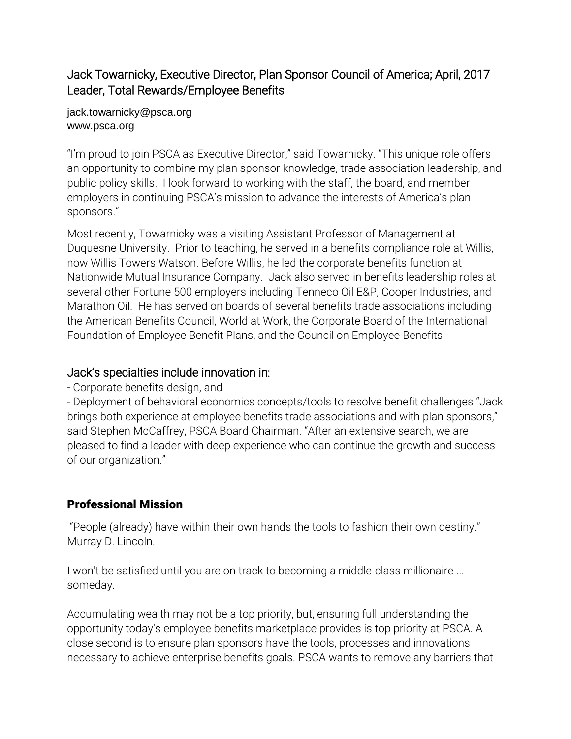## Jack Towarnicky, Executive Director, Plan Sponsor Council of America; April, 2017 Leader, Total Rewards/Employee Benefits

jack.towarnicky@psca.org
www.psca.org

“I’m proud to join PSCA as Executive Director,” said Towarnicky. “This unique role offers an opportunity to combine my plan sponsor knowledge, trade association leadership, and public policy skills. I look forward to working with the staff, the board, and member employers in continuing PSCA’s mission to advance the interests of America’s plan sponsors.”

Most recently, Towarnicky was a visiting Assistant Professor of Management at Duquesne University. Prior to teaching, he served in a benefits compliance role at Willis, now Willis Towers Watson. Before Willis, he led the corporate benefits function at Nationwide Mutual Insurance Company. Jack also served in benefits leadership roles at several other Fortune 500 employers including Tenneco Oil E&P, Cooper Industries, and Marathon Oil. He has served on boards of several benefits trade associations including the American Benefits Council, World at Work, the Corporate Board of the International Foundation of Employee Benefit Plans, and the Council on Employee Benefits.

## Jack’s specialties include innovation in:

- Corporate benefits design, and
- Deployment of behavioral economics concepts/tools to resolve benefit challenges “Jack brings both experience at employee benefits trade associations and with plan sponsors,” said Stephen McCaffrey, PSCA Board Chairman. “After an extensive search, we are pleased to find a leader with deep experience who can continue the growth and success of our organization.”

## Professional Mission

“People (already) have within their own hands the tools to fashion their own destiny.” Murray D. Lincoln.

I won't be satisfied until you are on track to becoming a middle-class millionaire ... someday.

Accumulating wealth may not be a top priority, but, ensuring full understanding the opportunity today's employee benefits marketplace provides is top priority at PSCA. A close second is to ensure plan sponsors have the tools, processes and innovations necessary to achieve enterprise benefits goals. PSCA wants to remove any barriers that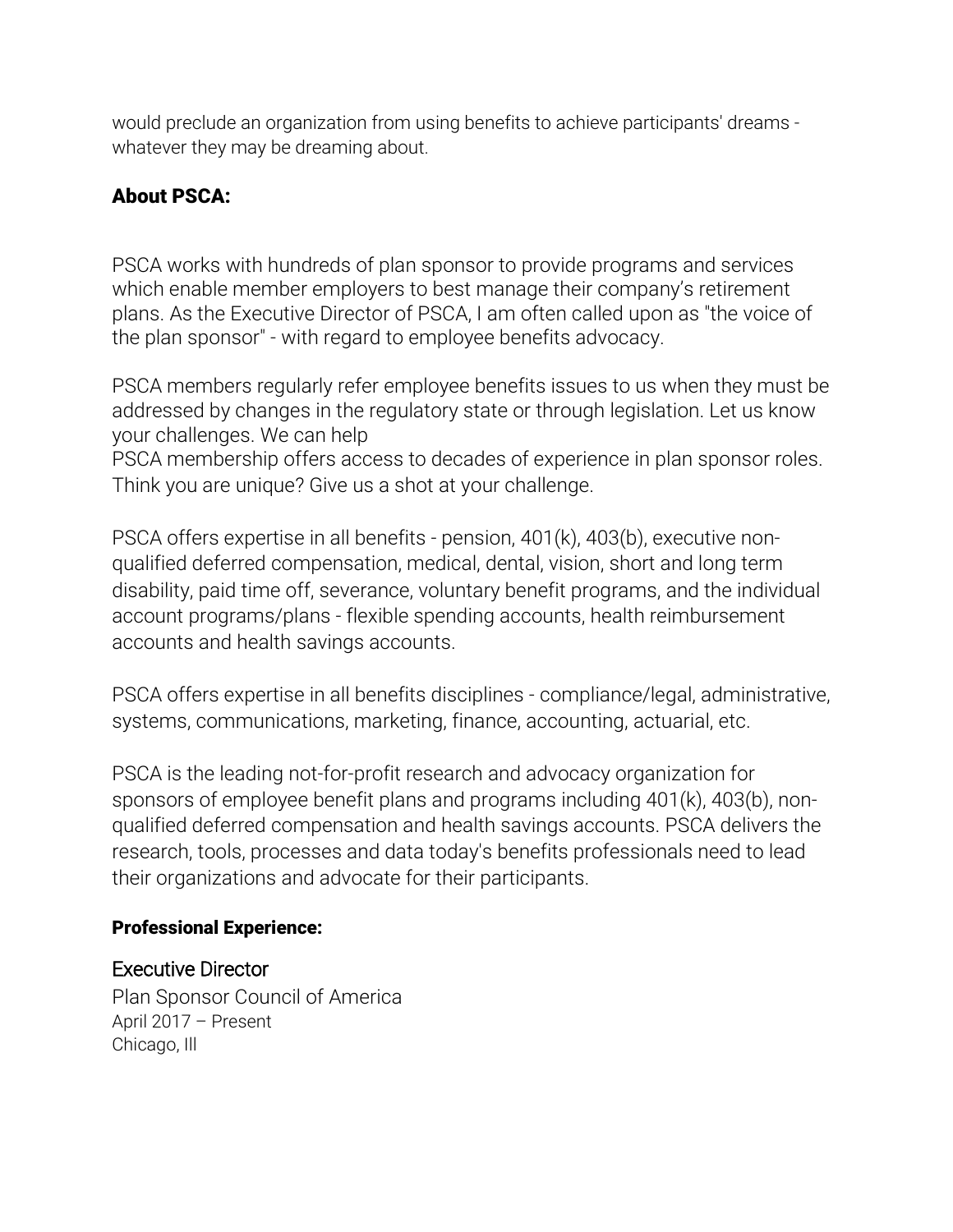would preclude an organization from using benefits to achieve participants' dreams - whatever they may be dreaming about.

## About PSCA:

PSCA works with hundreds of plan sponsor to provide programs and services which enable member employers to best manage their company's retirement plans. As the Executive Director of PSCA, I am often called upon as "the voice of the plan sponsor" - with regard to employee benefits advocacy.

PSCA members regularly refer employee benefits issues to us when they must be addressed by changes in the regulatory state or through legislation. Let us know your challenges. We can help
PSCA membership offers access to decades of experience in plan sponsor roles. Think you are unique? Give us a shot at your challenge.

PSCA offers expertise in all benefits - pension, 401(k), 403(b), executive non-qualified deferred compensation, medical, dental, vision, short and long term disability, paid time off, severance, voluntary benefit programs, and the individual account programs/plans - flexible spending accounts, health reimbursement accounts and health savings accounts.

PSCA offers expertise in all benefits disciplines - compliance/legal, administrative, systems, communications, marketing, finance, accounting, actuarial, etc.

PSCA is the leading not-for-profit research and advocacy organization for sponsors of employee benefit plans and programs including 401(k), 403(b), non-qualified deferred compensation and health savings accounts. PSCA delivers the research, tools, processes and data today's benefits professionals need to lead their organizations and advocate for their participants.

### Professional Experience:

Executive Director
Plan Sponsor Council of America
April 2017 – Present
Chicago, Ill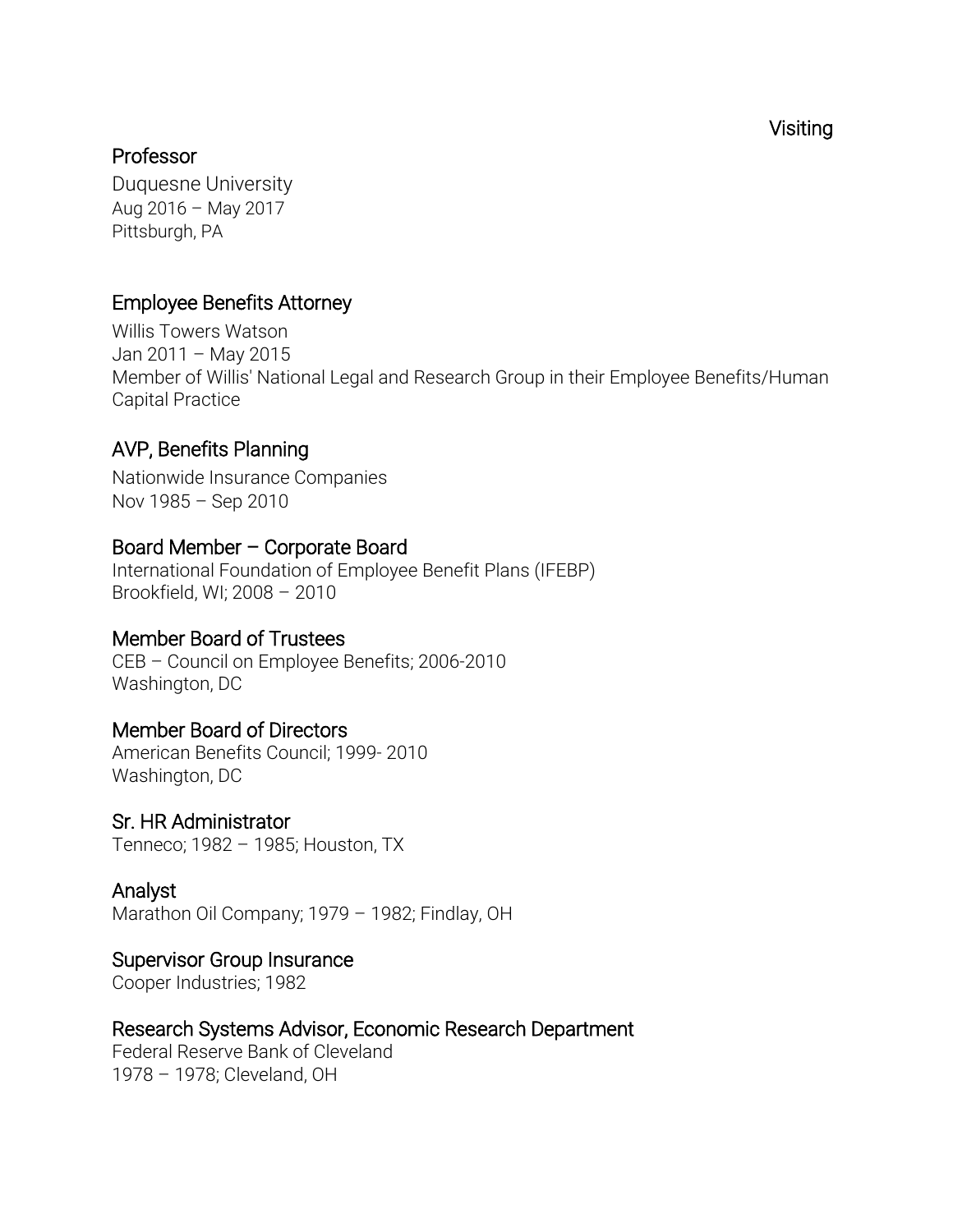Visiting

### Professor

Duquesne University
Aug 2016 – May 2017
Pittsburgh, PA

### Employee Benefits Attorney

Willis Towers Watson
Jan 2011 – May 2015
Member of Willis' National Legal and Research Group in their Employee Benefits/Human Capital Practice

### AVP, Benefits Planning

Nationwide Insurance Companies
Nov 1985 – Sep 2010

### Board Member – Corporate Board

International Foundation of Employee Benefit Plans (IFEBP)
Brookfield, WI; 2008 – 2010

### Member Board of Trustees

CEB – Council on Employee Benefits; 2006-2010
Washington, DC

### Member Board of Directors

American Benefits Council; 1999- 2010
Washington, DC

### Sr. HR Administrator

Tenneco; 1982 – 1985; Houston, TX

### Analyst

Marathon Oil Company; 1979 – 1982; Findlay, OH

### Supervisor Group Insurance

Cooper Industries; 1982

### Research Systems Advisor, Economic Research Department

Federal Reserve Bank of Cleveland
1978 – 1978; Cleveland, OH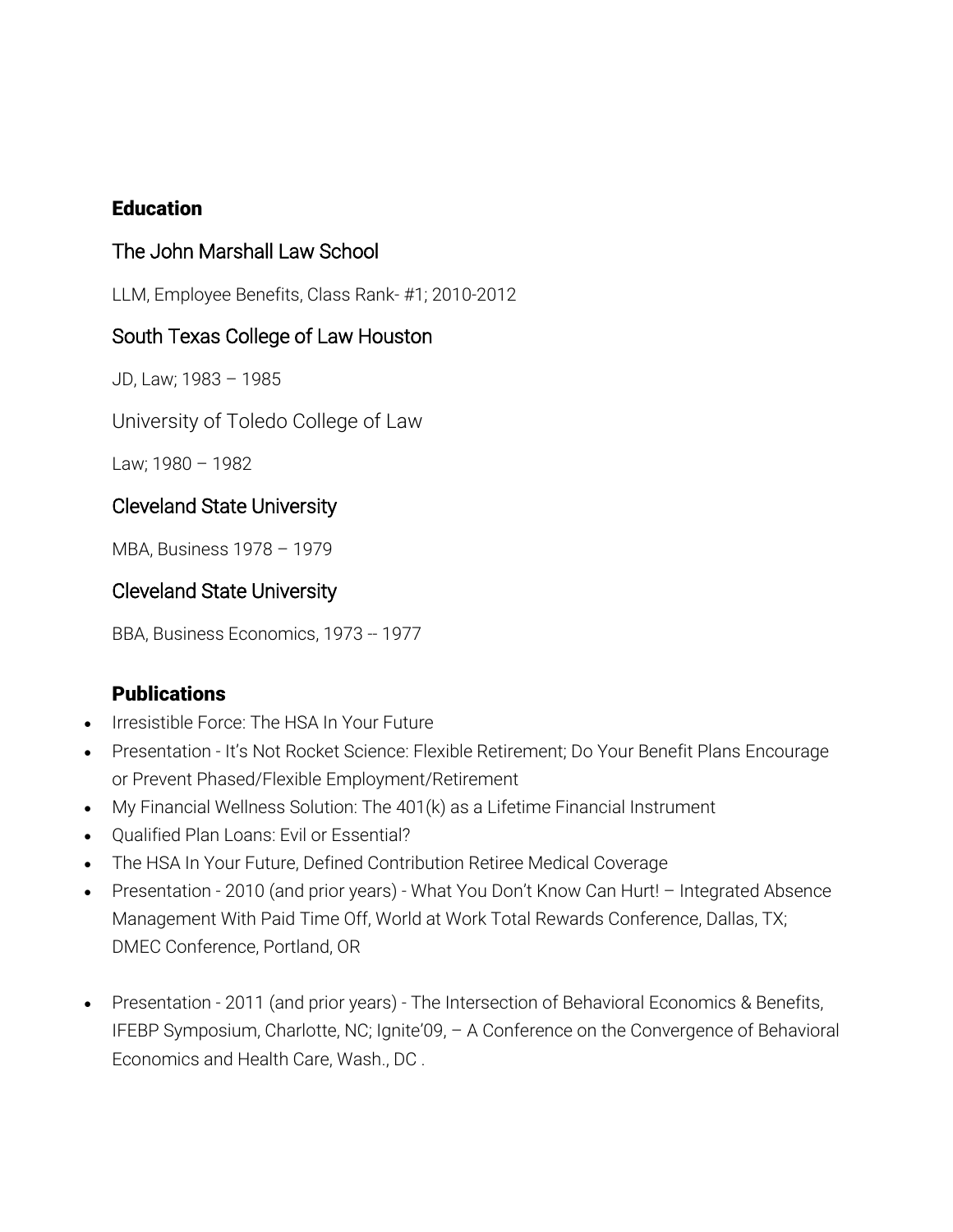## Education

### The John Marshall Law School

LLM, Employee Benefits, Class Rank- #1; 2010-2012

### South Texas College of Law Houston

JD, Law; 1983 – 1985

### University of Toledo College of Law

Law; 1980 – 1982

### Cleveland State University

MBA, Business 1978 – 1979

### Cleveland State University

BBA, Business Economics, 1973 -- 1977

## Publications

- Irresistible Force: The HSA In Your Future
- Presentation - It's Not Rocket Science: Flexible Retirement; Do Your Benefit Plans Encourage or Prevent Phased/Flexible Employment/Retirement
- My Financial Wellness Solution: The 401(k) as a Lifetime Financial Instrument
- Qualified Plan Loans: Evil or Essential?
- The HSA In Your Future, Defined Contribution Retiree Medical Coverage
- Presentation - 2010 (and prior years) - What You Don't Know Can Hurt! – Integrated Absence Management With Paid Time Off, World at Work Total Rewards Conference, Dallas, TX; DMEC Conference, Portland, OR
- Presentation - 2011 (and prior years) - The Intersection of Behavioral Economics & Benefits, IFEBP Symposium, Charlotte, NC; Ignite'09, – A Conference on the Convergence of Behavioral Economics and Health Care, Wash., DC .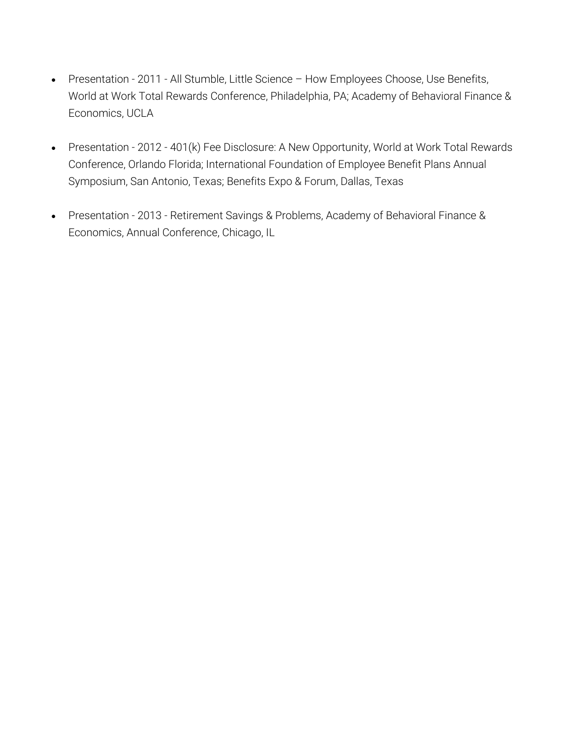- Presentation - 2011 - All Stumble, Little Science – How Employees Choose, Use Benefits, World at Work Total Rewards Conference, Philadelphia, PA; Academy of Behavioral Finance & Economics, UCLA

- Presentation - 2012 - 401(k) Fee Disclosure: A New Opportunity, World at Work Total Rewards Conference, Orlando Florida; International Foundation of Employee Benefit Plans Annual Symposium, San Antonio, Texas; Benefits Expo & Forum, Dallas, Texas

- Presentation - 2013 - Retirement Savings & Problems, Academy of Behavioral Finance & Economics, Annual Conference, Chicago, IL